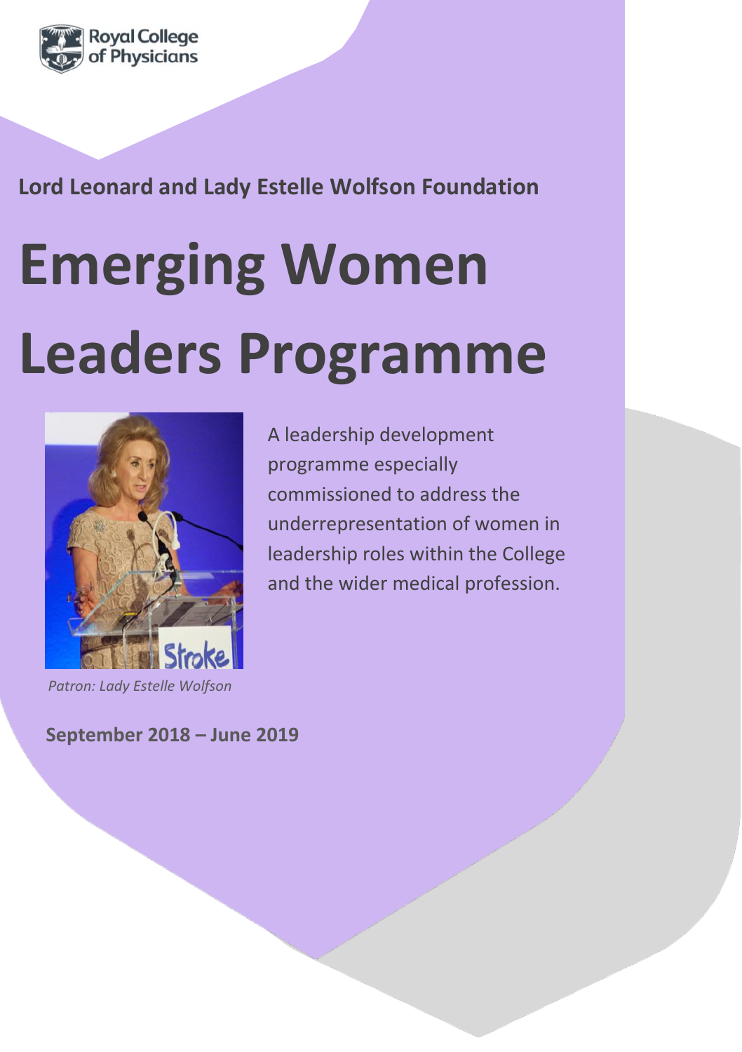Royal College of Physicians

**Lord Leonard and Lady Estelle Wolfson Foundation**

# Emerging Women Leaders Programme

A leadership development programme especially commissioned to address the underrepresentation of women in leadership roles within the College and the wider medical profession.

*Patron: Lady Estelle Wolfson*

**September 2018 – June 2019**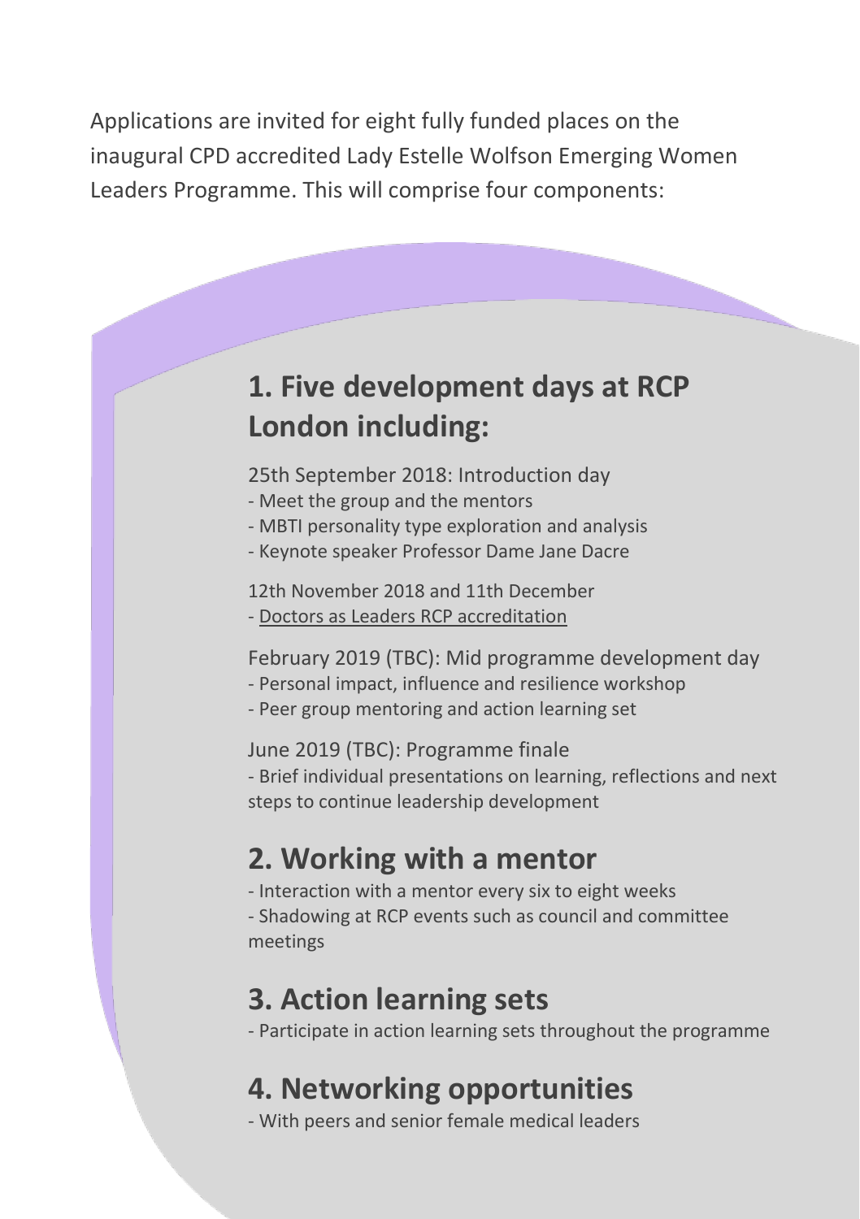Applications are invited for eight fully funded places on the inaugural CPD accredited Lady Estelle Wolfson Emerging Women Leaders Programme. This will comprise four components:

## 1. Five development days at RCP London including:

25th September 2018: Introduction day

- Meet the group and the mentors
- MBTI personality type exploration and analysis
- Keynote speaker Professor Dame Jane Dacre

12th November 2018 and 11th December

- Doctors as Leaders RCP accreditation

February 2019 (TBC): Mid programme development day

- Personal impact, influence and resilience workshop
- Peer group mentoring and action learning set

June 2019 (TBC): Programme finale

- Brief individual presentations on learning, reflections and next steps to continue leadership development

## 2. Working with a mentor

- Interaction with a mentor every six to eight weeks
- Shadowing at RCP events such as council and committee meetings

## 3. Action learning sets

- Participate in action learning sets throughout the programme

## 4. Networking opportunities

- With peers and senior female medical leaders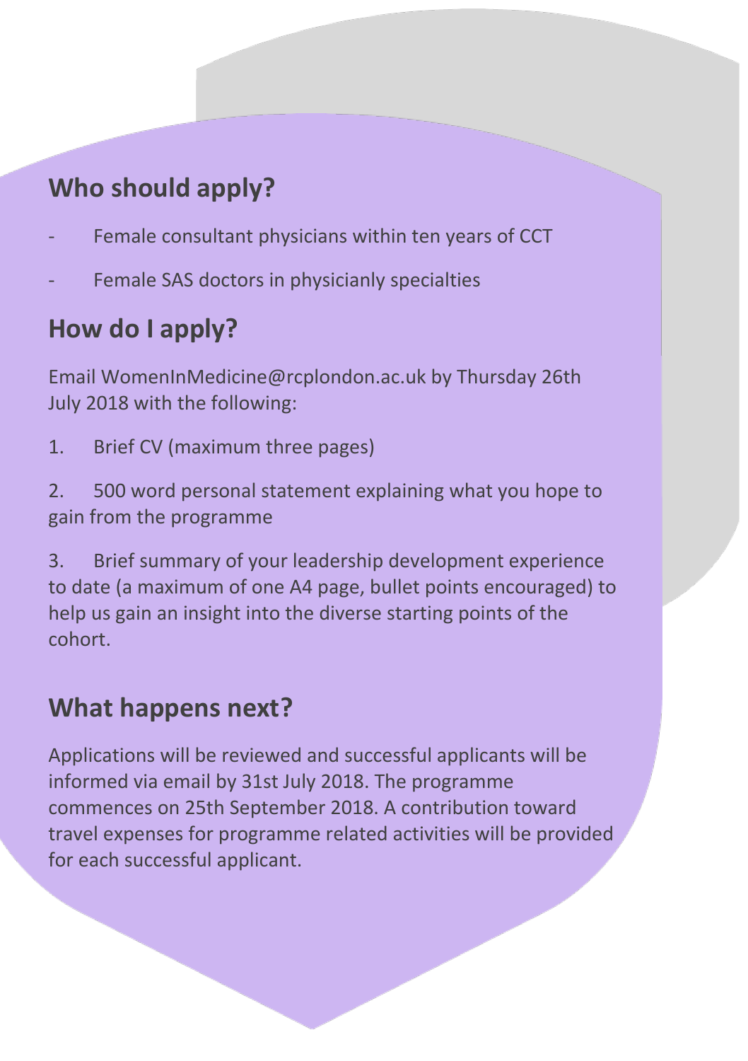## Who should apply?

- Female consultant physicians within ten years of CCT
- Female SAS doctors in physicianly specialties

## How do I apply?

Email WomenInMedicine@rcplondon.ac.uk by Thursday 26th July 2018 with the following:

1. Brief CV (maximum three pages)
2. 500 word personal statement explaining what you hope to gain from the programme
3. Brief summary of your leadership development experience to date (a maximum of one A4 page, bullet points encouraged) to help us gain an insight into the diverse starting points of the cohort.

## What happens next?

Applications will be reviewed and successful applicants will be informed via email by 31st July 2018. The programme commences on 25th September 2018. A contribution toward travel expenses for programme related activities will be provided for each successful applicant.